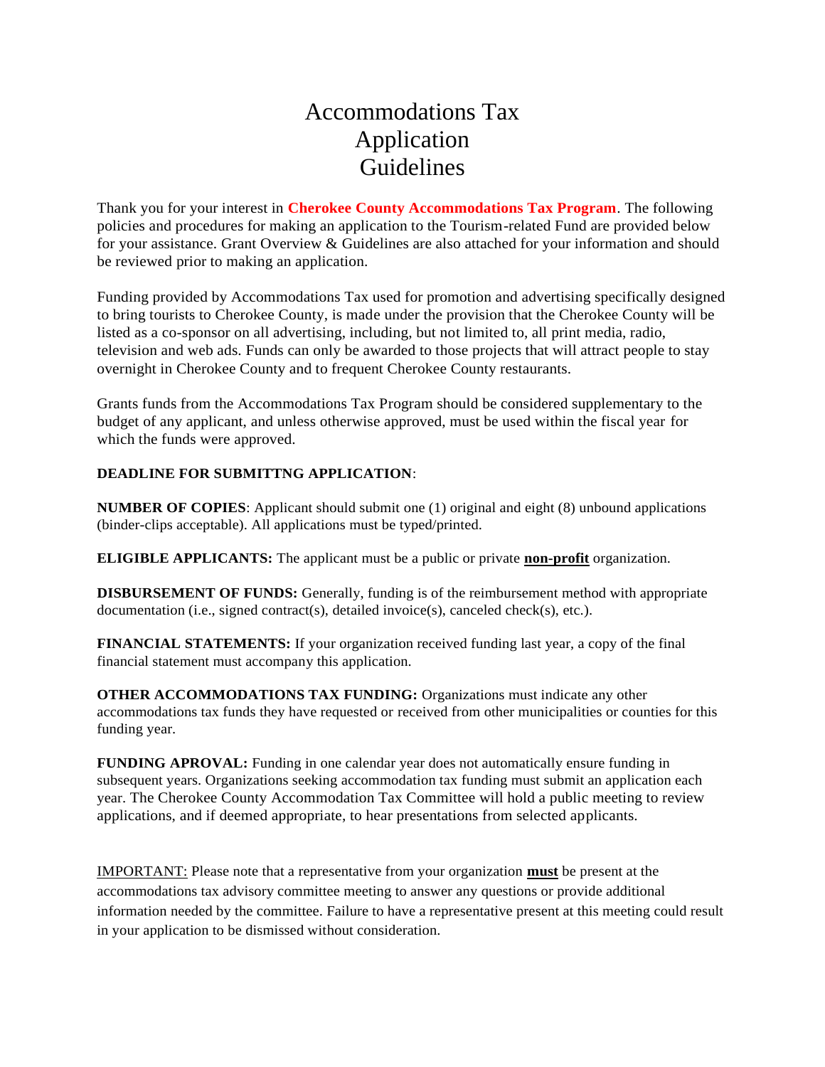# Accommodations Tax Application Guidelines

Thank you for your interest in **Cherokee County Accommodations Tax Program**. The following policies and procedures for making an application to the Tourism-related Fund are provided below for your assistance. Grant Overview & Guidelines are also attached for your information and should be reviewed prior to making an application.

Funding provided by Accommodations Tax used for promotion and advertising specifically designed to bring tourists to Cherokee County, is made under the provision that the Cherokee County will be listed as a co-sponsor on all advertising, including, but not limited to, all print media, radio, television and web ads. Funds can only be awarded to those projects that will attract people to stay overnight in Cherokee County and to frequent Cherokee County restaurants.

Grants funds from the Accommodations Tax Program should be considered supplementary to the budget of any applicant, and unless otherwise approved, must be used within the fiscal year for which the funds were approved.

**DEADLINE FOR SUBMITTNG APPLICATION**:

**NUMBER OF COPIES**: Applicant should submit one (1) original and eight (8) unbound applications (binder-clips acceptable). All applications must be typed/printed.

**ELIGIBLE APPLICANTS:** The applicant must be a public or private **non-profit** organization.

**DISBURSEMENT OF FUNDS:** Generally, funding is of the reimbursement method with appropriate documentation (i.e., signed contract(s), detailed invoice(s), canceled check(s), etc.).

**FINANCIAL STATEMENTS:** If your organization received funding last year, a copy of the final financial statement must accompany this application.

**OTHER ACCOMMODATIONS TAX FUNDING:** Organizations must indicate any other accommodations tax funds they have requested or received from other municipalities or counties for this funding year.

**FUNDING APROVAL:** Funding in one calendar year does not automatically ensure funding in subsequent years. Organizations seeking accommodation tax funding must submit an application each year. The Cherokee County Accommodation Tax Committee will hold a public meeting to review applications, and if deemed appropriate, to hear presentations from selected applicants.

IMPORTANT: Please note that a representative from your organization **must** be present at the accommodations tax advisory committee meeting to answer any questions or provide additional information needed by the committee. Failure to have a representative present at this meeting could result in your application to be dismissed without consideration.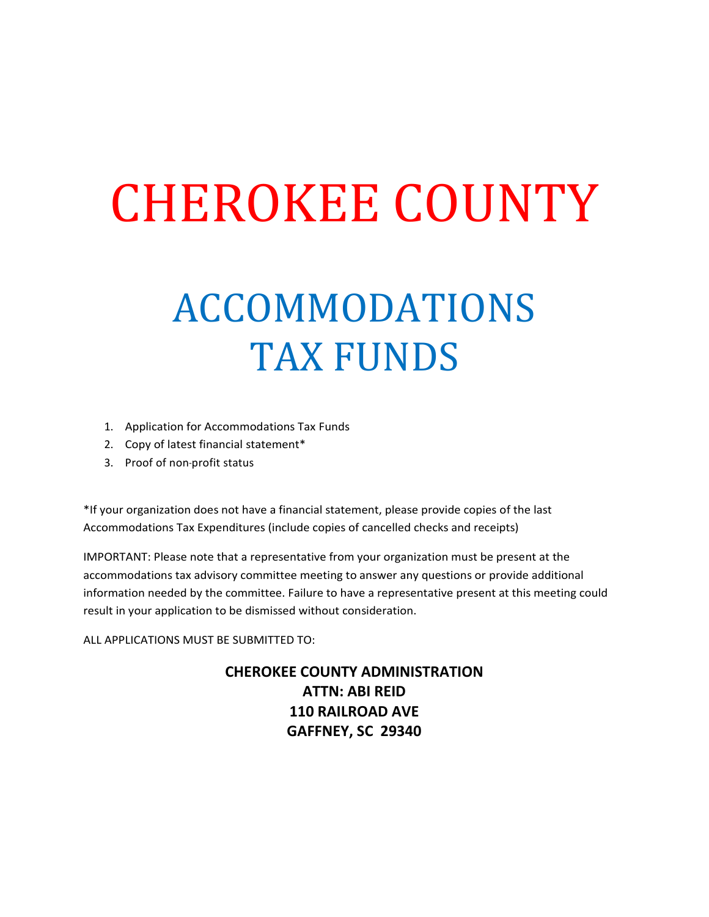# CHEROKEE COUNTY

## ACCOMMODATIONS TAX FUNDS

1. Application for Accommodations Tax Funds
2. Copy of latest financial statement*
3. Proof of non-profit status

*If your organization does not have a financial statement, please provide copies of the last Accommodations Tax Expenditures (include copies of cancelled checks and receipts)

IMPORTANT: Please note that a representative from your organization must be present at the accommodations tax advisory committee meeting to answer any questions or provide additional information needed by the committee. Failure to have a representative present at this meeting could result in your application to be dismissed without consideration.

ALL APPLICATIONS MUST BE SUBMITTED TO:

**CHEROKEE COUNTY ADMINISTRATION**
**ATTN: ABI REID**
**110 RAILROAD AVE**
**GAFFNEY, SC 29340**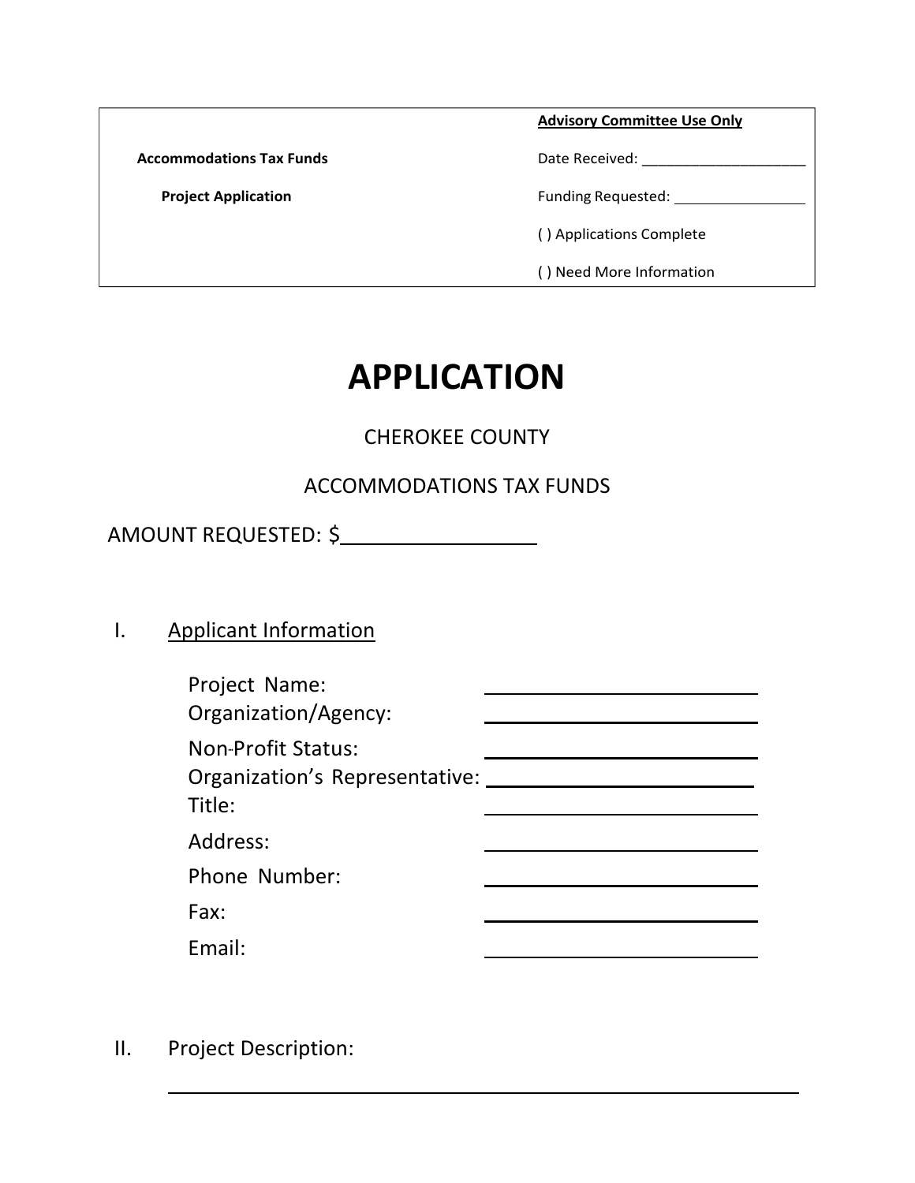| Accommodations Tax Funds<br><br>Project Application | **Advisory Committee Use Only**<br><br>Date Received: ______________________<br><br>Funding Requested: _________________<br><br>( ) Applications Complete<br><br>( ) Need More Information |
|---|---|

# APPLICATION

CHEROKEE COUNTY

ACCOMMODATIONS TAX FUNDS

AMOUNT REQUESTED: $___________________

I. Applicant Information

Project Name: ____________________________

Organization/Agency: ____________________________

Non-Profit Status: ____________________________

Organization's Representative: ____________________________

Title: ____________________________

Address: ____________________________

Phone Number: ____________________________

Fax: ____________________________

Email: ____________________________

II. Project Description:

______________________________________________________________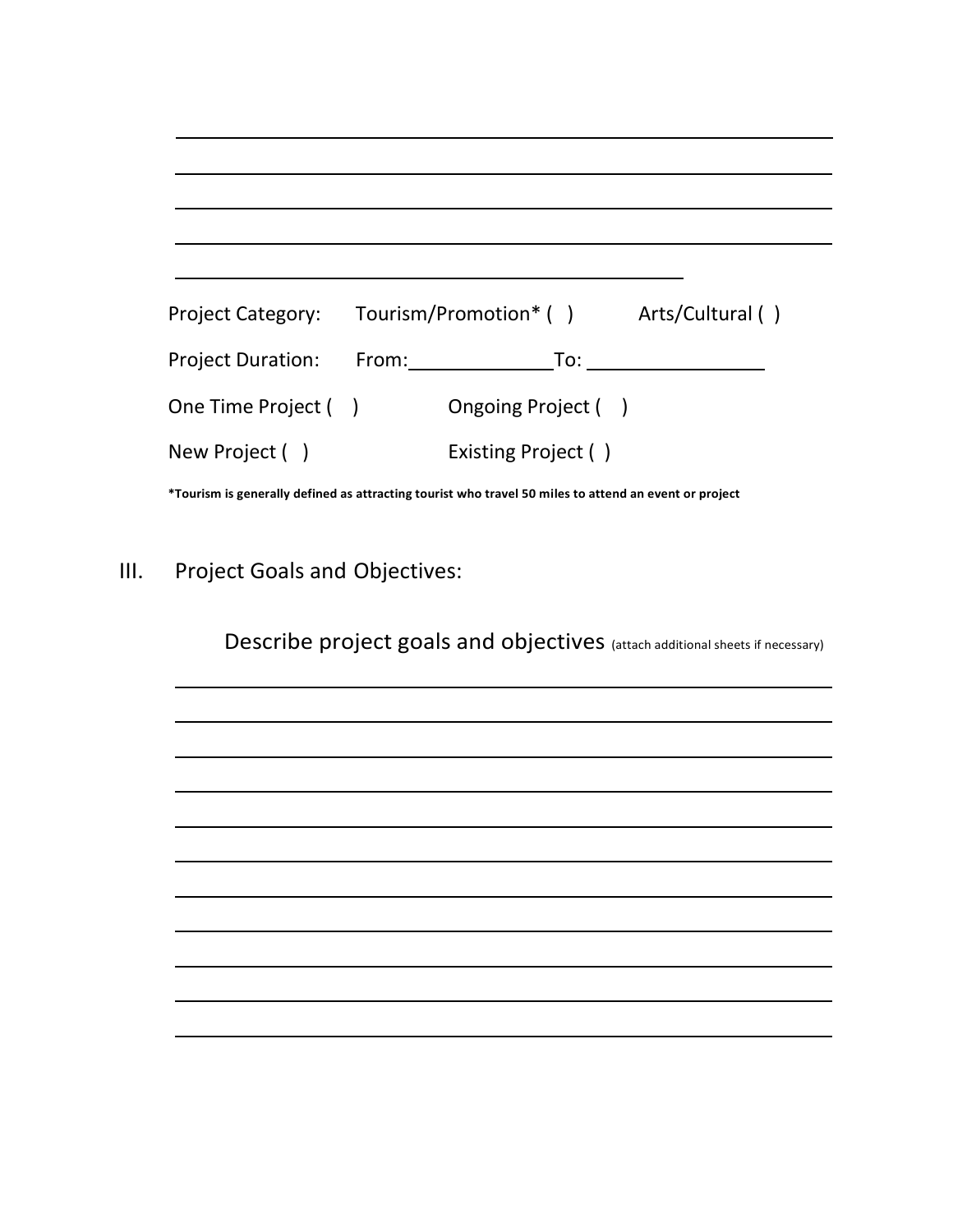\_\_\_\_\_\_\_\_\_\_\_\_\_\_\_\_\_\_\_\_\_\_\_\_\_\_\_\_\_\_\_\_\_\_\_\_\_\_\_\_\_\_\_\_\_\_\_\_\_\_\_\_\_\_\_\_\_\_\_\_

\_\_\_\_\_\_\_\_\_\_\_\_\_\_\_\_\_\_\_\_\_\_\_\_\_\_\_\_\_\_\_\_\_\_\_\_\_\_\_\_\_\_\_\_\_\_\_\_\_\_\_\_\_\_\_\_\_\_\_\_

\_\_\_\_\_\_\_\_\_\_\_\_\_\_\_\_\_\_\_\_\_\_\_\_\_\_\_\_\_\_\_\_\_\_\_\_\_\_\_\_\_\_\_\_\_\_\_\_\_\_\_\_\_\_\_\_\_\_\_\_

\_\_\_\_\_\_\_\_\_\_\_\_\_\_\_\_\_\_\_\_\_\_\_\_\_\_\_\_\_\_\_\_\_\_\_\_\_\_\_\_\_\_\_\_\_\_\_\_\_\_\_\_\_\_\_\_\_\_\_\_

\_\_\_\_\_\_\_\_\_\_\_\_\_\_\_\_\_\_\_\_\_\_\_\_\_\_\_\_\_\_\_\_\_\_\_\_\_\_\_\_\_\_\_\_\_\_

Project Category: Tourism/Promotion* ( ) Arts/Cultural ( )

Project Duration: From:\_\_\_\_\_\_\_\_\_\_\_\_\_\_To: \_\_\_\_\_\_\_\_\_\_\_\_\_\_\_\_\_

One Time Project ( ) Ongoing Project ( )

New Project ( ) Existing Project ( )

**\*Tourism is generally defined as attracting tourist who travel 50 miles to attend an event or project**

## III. Project Goals and Objectives:

Describe project goals and objectives (attach additional sheets if necessary)

\_\_\_\_\_\_\_\_\_\_\_\_\_\_\_\_\_\_\_\_\_\_\_\_\_\_\_\_\_\_\_\_\_\_\_\_\_\_\_\_\_\_\_\_\_\_\_\_\_\_\_\_\_\_\_\_\_\_\_\_

\_\_\_\_\_\_\_\_\_\_\_\_\_\_\_\_\_\_\_\_\_\_\_\_\_\_\_\_\_\_\_\_\_\_\_\_\_\_\_\_\_\_\_\_\_\_\_\_\_\_\_\_\_\_\_\_\_\_\_\_

\_\_\_\_\_\_\_\_\_\_\_\_\_\_\_\_\_\_\_\_\_\_\_\_\_\_\_\_\_\_\_\_\_\_\_\_\_\_\_\_\_\_\_\_\_\_\_\_\_\_\_\_\_\_\_\_\_\_\_\_

\_\_\_\_\_\_\_\_\_\_\_\_\_\_\_\_\_\_\_\_\_\_\_\_\_\_\_\_\_\_\_\_\_\_\_\_\_\_\_\_\_\_\_\_\_\_\_\_\_\_\_\_\_\_\_\_\_\_\_\_

\_\_\_\_\_\_\_\_\_\_\_\_\_\_\_\_\_\_\_\_\_\_\_\_\_\_\_\_\_\_\_\_\_\_\_\_\_\_\_\_\_\_\_\_\_\_\_\_\_\_\_\_\_\_\_\_\_\_\_\_

\_\_\_\_\_\_\_\_\_\_\_\_\_\_\_\_\_\_\_\_\_\_\_\_\_\_\_\_\_\_\_\_\_\_\_\_\_\_\_\_\_\_\_\_\_\_\_\_\_\_\_\_\_\_\_\_\_\_\_\_

\_\_\_\_\_\_\_\_\_\_\_\_\_\_\_\_\_\_\_\_\_\_\_\_\_\_\_\_\_\_\_\_\_\_\_\_\_\_\_\_\_\_\_\_\_\_\_\_\_\_\_\_\_\_\_\_\_\_\_\_

\_\_\_\_\_\_\_\_\_\_\_\_\_\_\_\_\_\_\_\_\_\_\_\_\_\_\_\_\_\_\_\_\_\_\_\_\_\_\_\_\_\_\_\_\_\_\_\_\_\_\_\_\_\_\_\_\_\_\_\_

\_\_\_\_\_\_\_\_\_\_\_\_\_\_\_\_\_\_\_\_\_\_\_\_\_\_\_\_\_\_\_\_\_\_\_\_\_\_\_\_\_\_\_\_\_\_\_\_\_\_\_\_\_\_\_\_\_\_\_\_

\_\_\_\_\_\_\_\_\_\_\_\_\_\_\_\_\_\_\_\_\_\_\_\_\_\_\_\_\_\_\_\_\_\_\_\_\_\_\_\_\_\_\_\_\_\_\_\_\_\_\_\_\_\_\_\_\_\_\_\_

\_\_\_\_\_\_\_\_\_\_\_\_\_\_\_\_\_\_\_\_\_\_\_\_\_\_\_\_\_\_\_\_\_\_\_\_\_\_\_\_\_\_\_\_\_\_\_\_\_\_\_\_\_\_\_\_\_\_\_\_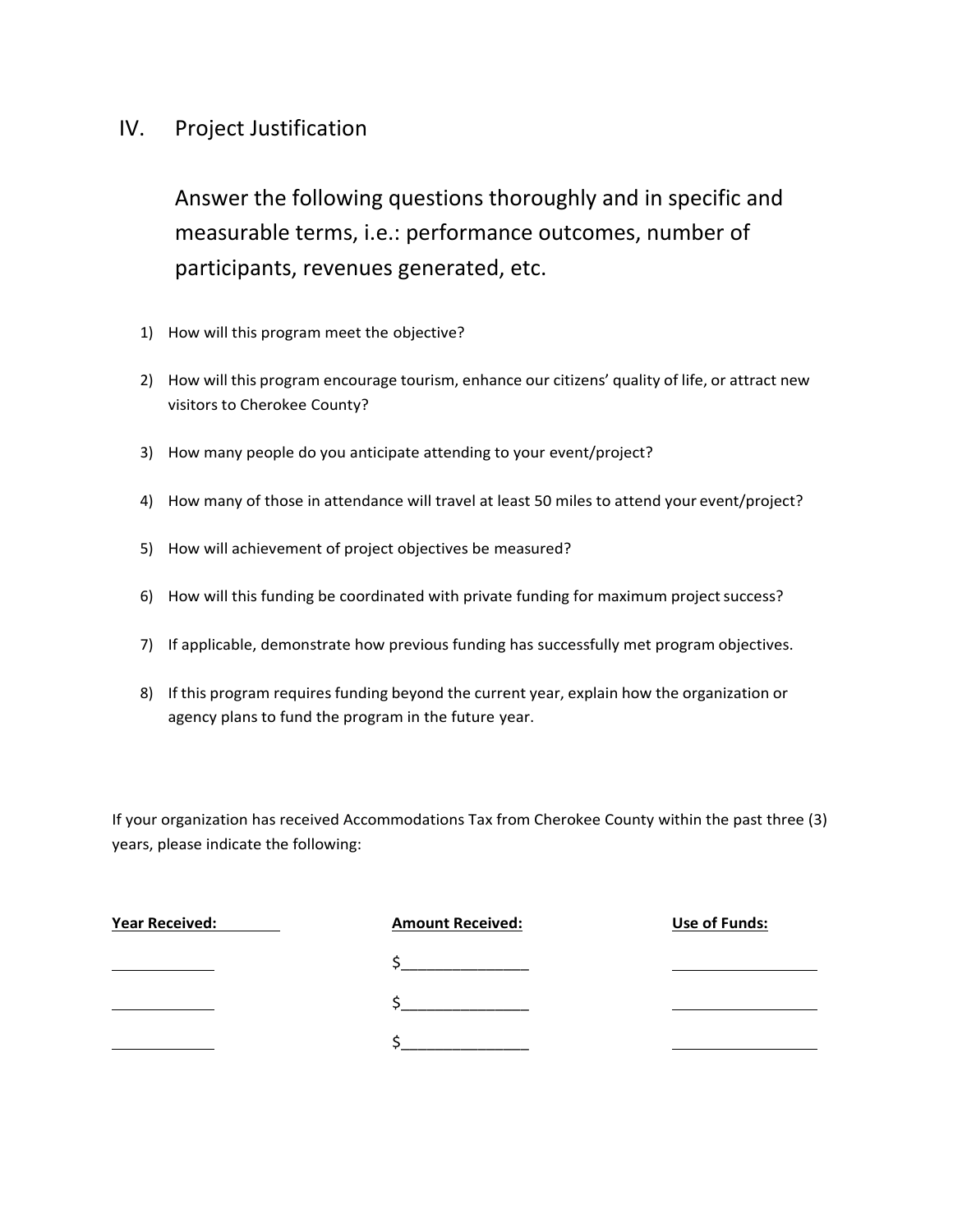## IV. Project Justification

Answer the following questions thoroughly and in specific and measurable terms, i.e.: performance outcomes, number of participants, revenues generated, etc.

1) How will this program meet the objective?

2) How will this program encourage tourism, enhance our citizens' quality of life, or attract new visitors to Cherokee County?

3) How many people do you anticipate attending to your event/project?

4) How many of those in attendance will travel at least 50 miles to attend your event/project?

5) How will achievement of project objectives be measured?

6) How will this funding be coordinated with private funding for maximum project success?

7) If applicable, demonstrate how previous funding has successfully met program objectives.

8) If this program requires funding beyond the current year, explain how the organization or agency plans to fund the program in the future year.

If your organization has received Accommodations Tax from Cherokee County within the past three (3) years, please indicate the following:

| Year Received: | Amount Received: | Use of Funds: |
| --- | --- | --- |
| ____________ | $______________ | _________________ |
| ____________ | $______________ | _________________ |
| ____________ | $______________ | _________________ |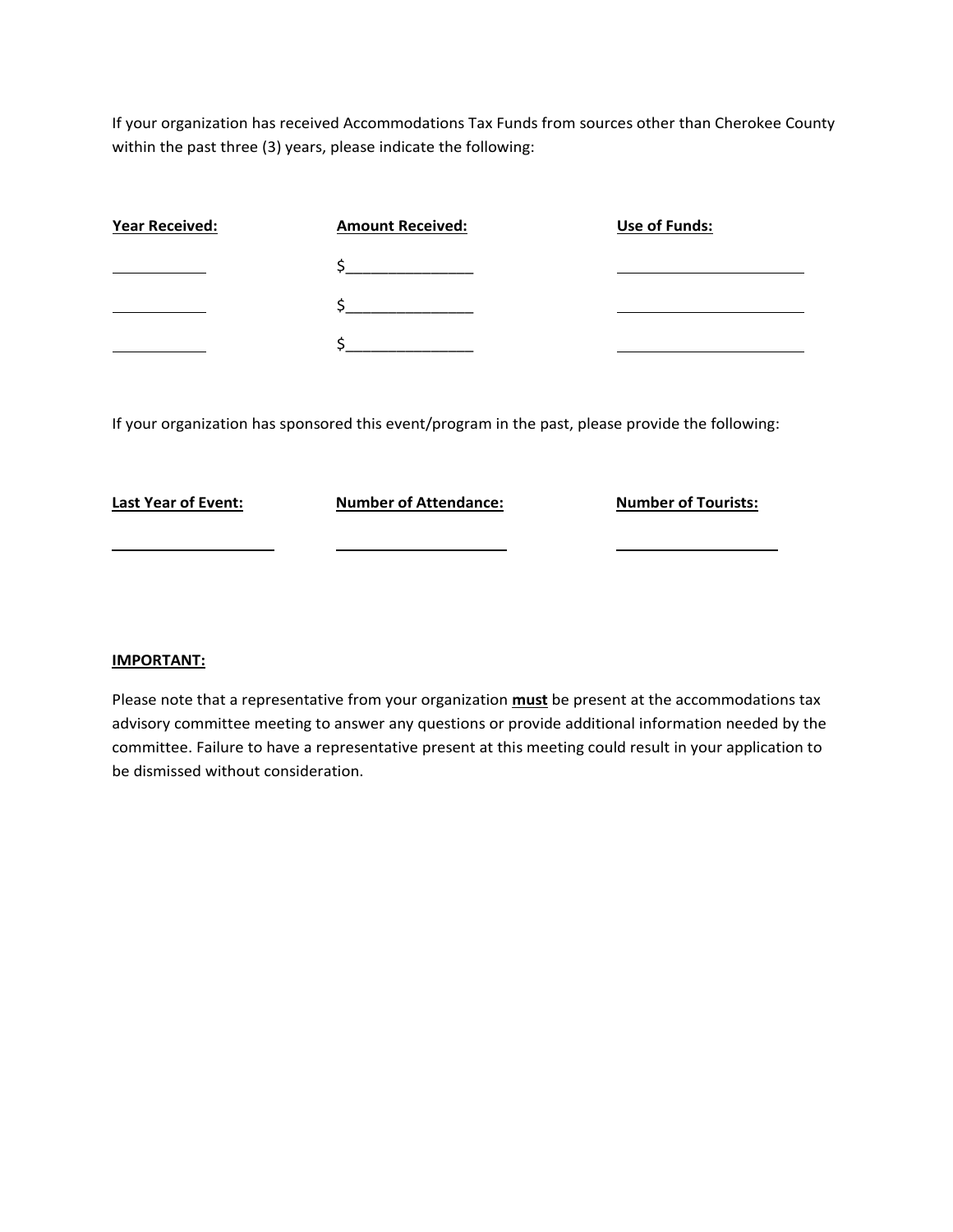If your organization has received Accommodations Tax Funds from sources other than Cherokee County within the past three (3) years, please indicate the following:

| **Year Received:** | **Amount Received:** | **Use of Funds:** |
| --- | --- | --- |
| ___________ | $_______________ | ______________________ |
| ___________ | $_______________ | ______________________ |
| ___________ | $_______________ | ______________________ |

If your organization has sponsored this event/program in the past, please provide the following:

| **Last Year of Event:** | **Number of Attendance:** | **Number of Tourists:** |
| --- | --- | --- |
| ____________________ | ____________________ | ____________________ |

**IMPORTANT:**

Please note that a representative from your organization **must** be present at the accommodations tax advisory committee meeting to answer any questions or provide additional information needed by the committee. Failure to have a representative present at this meeting could result in your application to be dismissed without consideration.